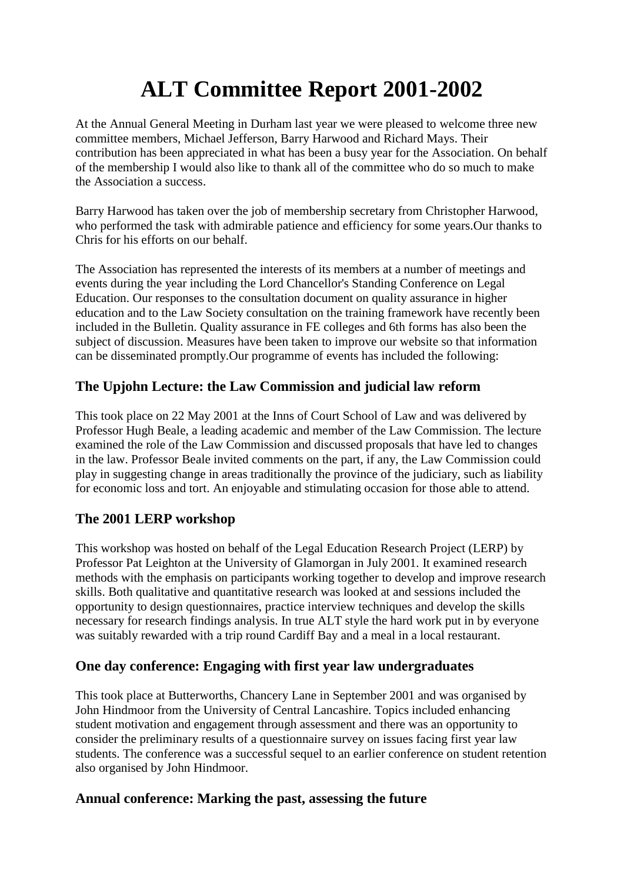# ALT Committee Report 2001-2002

At the Annual General Meeting in Durham last year we were pleased to welcome three new committee members, Michael Jefferson, Barry Harwood and Richard Mays. Their contribution has been appreciated in what has been a busy year for the Association. On behalf of the membership I would also like to thank all of the committee who do so much to make the Association a success.

Barry Harwood has taken over the job of membership secretary from Christopher Harwood, who performed the task with admirable patience and efficiency for some years.Our thanks to Chris for his efforts on our behalf.

The Association has represented the interests of its members at a number of meetings and events during the year including the Lord Chancellor's Standing Conference on Legal Education. Our responses to the consultation document on quality assurance in higher education and to the Law Society consultation on the training framework have recently been included in the Bulletin. Quality assurance in FE colleges and 6th forms has also been the subject of discussion. Measures have been taken to improve our website so that information can be disseminated promptly.Our programme of events has included the following:

## The Upjohn Lecture: the Law Commission and judicial law reform

This took place on 22 May 2001 at the Inns of Court School of Law and was delivered by Professor Hugh Beale, a leading academic and member of the Law Commission. The lecture examined the role of the Law Commission and discussed proposals that have led to changes in the law. Professor Beale invited comments on the part, if any, the Law Commission could play in suggesting change in areas traditionally the province of the judiciary, such as liability for economic loss and tort. An enjoyable and stimulating occasion for those able to attend.

## The 2001 LERP workshop

This workshop was hosted on behalf of the Legal Education Research Project (LERP) by Professor Pat Leighton at the University of Glamorgan in July 2001. It examined research methods with the emphasis on participants working together to develop and improve research skills. Both qualitative and quantitative research was looked at and sessions included the opportunity to design questionnaires, practice interview techniques and develop the skills necessary for research findings analysis. In true ALT style the hard work put in by everyone was suitably rewarded with a trip round Cardiff Bay and a meal in a local restaurant.

## One day conference: Engaging with first year law undergraduates

This took place at Butterworths, Chancery Lane in September 2001 and was organised by John Hindmoor from the University of Central Lancashire. Topics included enhancing student motivation and engagement through assessment and there was an opportunity to consider the preliminary results of a questionnaire survey on issues facing first year law students. The conference was a successful sequel to an earlier conference on student retention also organised by John Hindmoor.

## Annual conference: Marking the past, assessing the future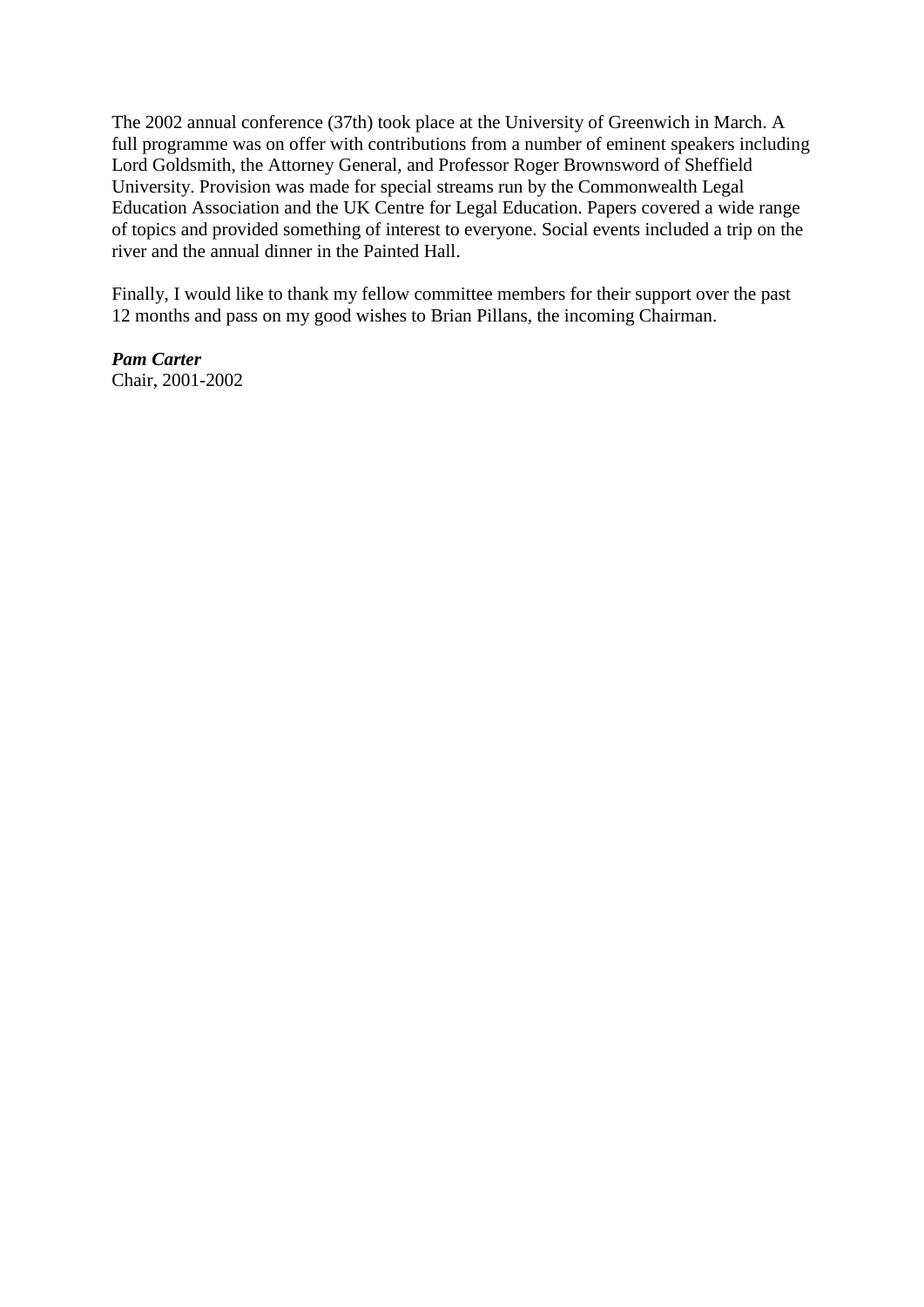The 2002 annual conference (37th) took place at the University of Greenwich in March. A full programme was on offer with contributions from a number of eminent speakers including Lord Goldsmith, the Attorney General, and Professor Roger Brownsword of Sheffield University. Provision was made for special streams run by the Commonwealth Legal Education Association and the UK Centre for Legal Education. Papers covered a wide range of topics and provided something of interest to everyone. Social events included a trip on the river and the annual dinner in the Painted Hall.

Finally, I would like to thank my fellow committee members for their support over the past 12 months and pass on my good wishes to Brian Pillans, the incoming Chairman.

***Pam Carter***
Chair, 2001-2002